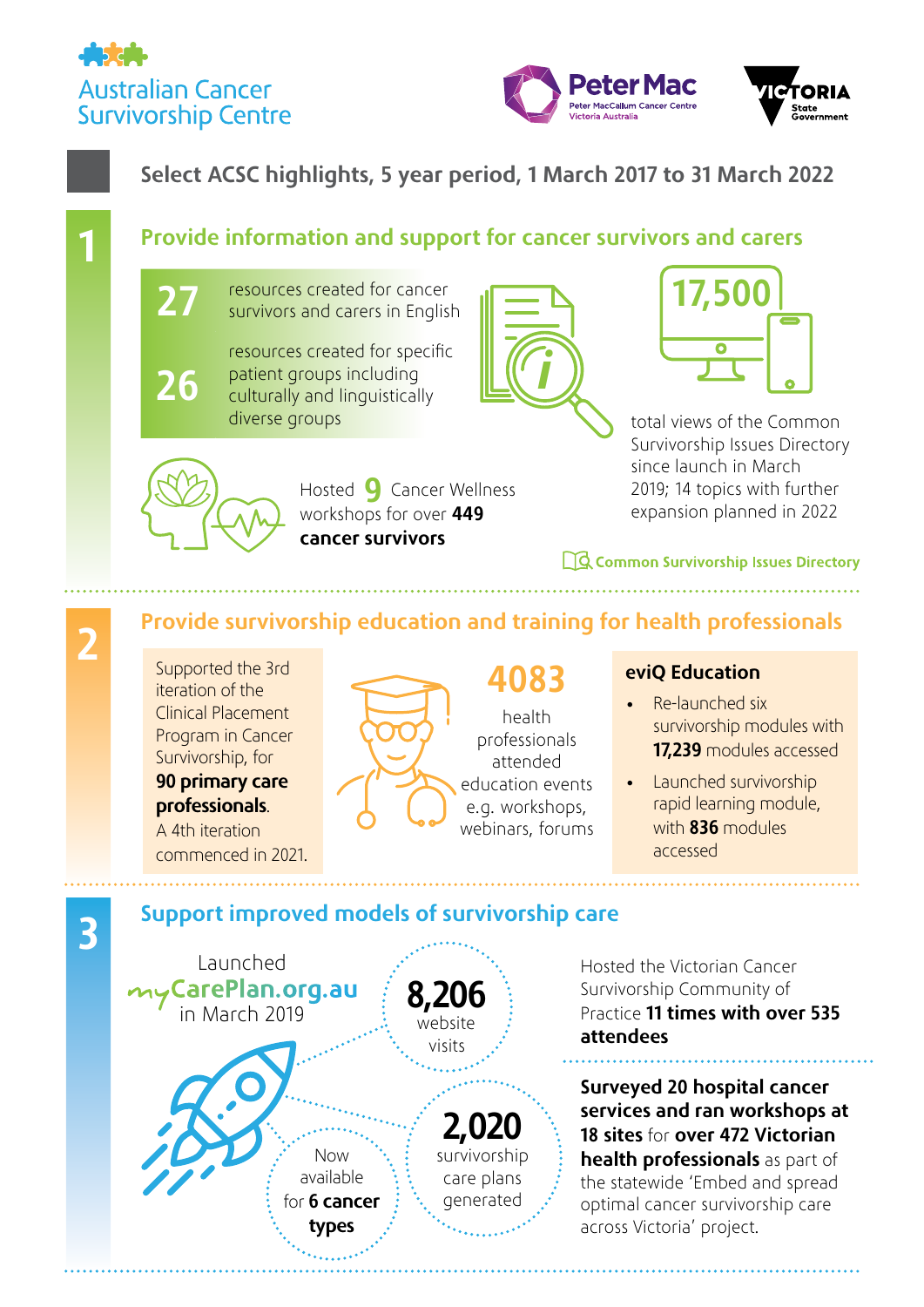Australian Cancer Survivorship Centre

Peter Mac — Peter MacCallum Cancer Centre Victoria Australia

Victoria State Government

# Select ACSC highlights, 5 year period, 1 March 2017 to 31 March 2022

## 1 Provide information and support for cancer survivors and carers

**27** resources created for cancer survivors and carers in English

**26** resources created for specific patient groups including culturally and linguistically diverse groups

**17,500** total views of the Common Survivorship Issues Directory since launch in March 2019; 14 topics with further expansion planned in 2022

Hosted **9** Cancer Wellness workshops for over **449 cancer survivors**

Common Survivorship Issues Directory

## 2 Provide survivorship education and training for health professionals

Supported the 3rd iteration of the Clinical Placement Program in Cancer Survivorship, for **90 primary care professionals**. A 4th iteration commenced in 2021.

**4083** health professionals attended education events e.g. workshops, webinars, forums

### eviQ Education

- Re-launched six survivorship modules with **17,239** modules accessed
- Launched survivorship rapid learning module, with **836** modules accessed

## 3 Support improved models of survivorship care

Launched myCarePlan.org.au in March 2019

**8,206** website visits

**2,020** survivorship care plans generated

Now available for **6 cancer types**

Hosted the Victorian Cancer Survivorship Community of Practice **11 times with over 535 attendees**

**Surveyed 20 hospital cancer services and ran workshops at 18 sites** for **over 472 Victorian health professionals** as part of the statewide 'Embed and spread optimal cancer survivorship care across Victoria' project.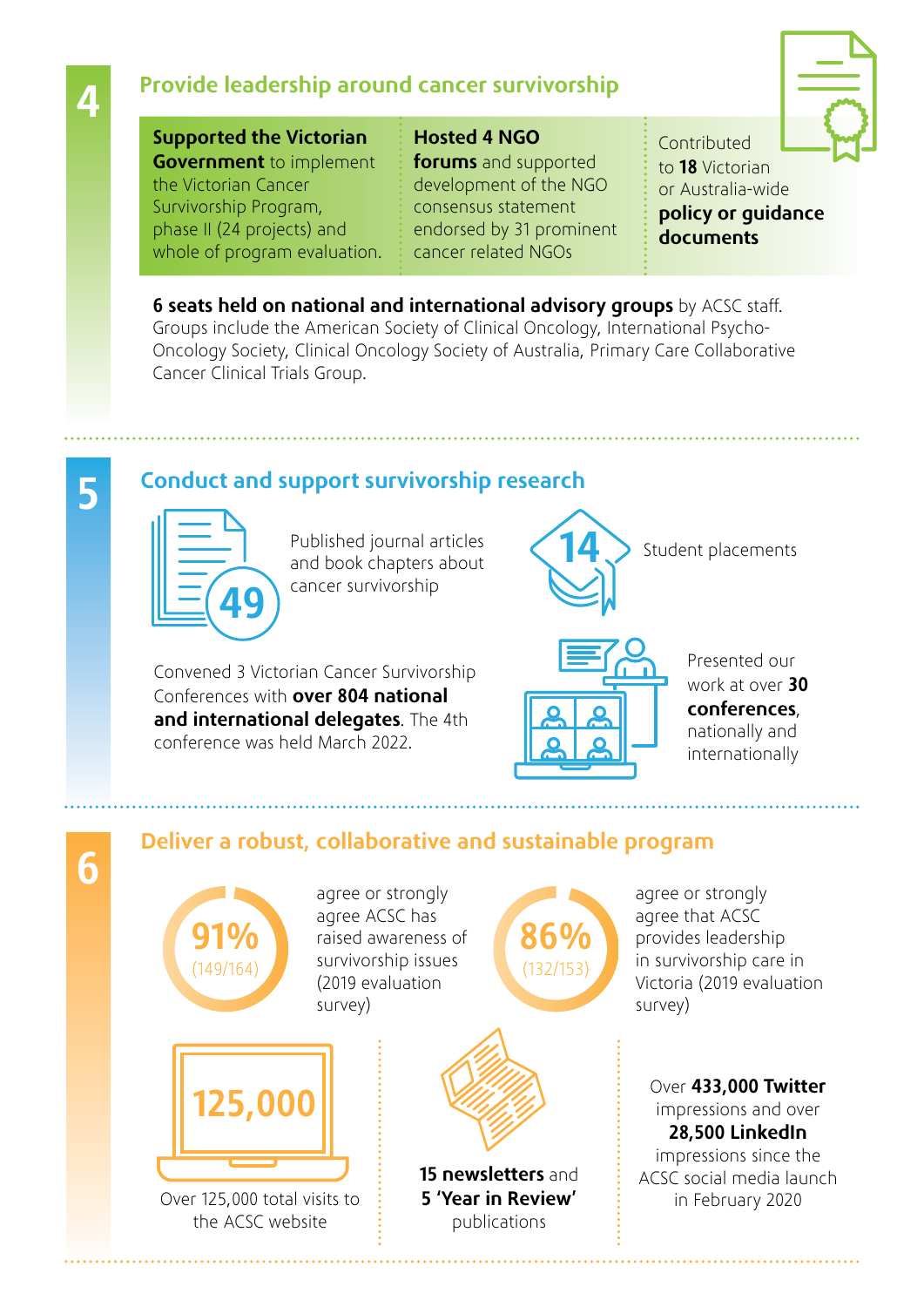## 4 Provide leadership around cancer survivorship

**Supported the Victorian Government** to implement the Victorian Cancer Survivorship Program, phase II (24 projects) and whole of program evaluation.

**Hosted 4 NGO forums** and supported development of the NGO consensus statement endorsed by 31 prominent cancer related NGOs

Contributed to **18** Victorian or Australia-wide **policy or guidance documents**

**6 seats held on national and international advisory groups** by ACSC staff. Groups include the American Society of Clinical Oncology, International Psycho-Oncology Society, Clinical Oncology Society of Australia, Primary Care Collaborative Cancer Clinical Trials Group.

## 5 Conduct and support survivorship research

**49** Published journal articles and book chapters about cancer survivorship

**14** Student placements

Convened 3 Victorian Cancer Survivorship Conferences with **over 804 national and international delegates**. The 4th conference was held March 2022.

Presented our work at over **30 conferences**, nationally and internationally

## 6 Deliver a robust, collaborative and sustainable program

**91%** (149/164) agree or strongly agree ACSC has raised awareness of survivorship issues (2019 evaluation survey)

**86%** (132/153) agree or strongly agree that ACSC provides leadership in survivorship care in Victoria (2019 evaluation survey)

**125,000** Over 125,000 total visits to the ACSC website

**15 newsletters** and **5 'Year in Review'** publications

Over **433,000 Twitter** impressions and over **28,500 LinkedIn** impressions since the ACSC social media launch in February 2020